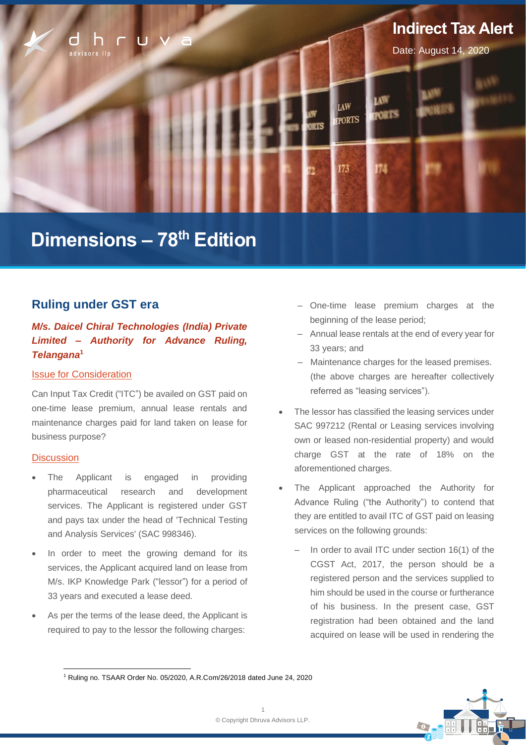Indirect Tax Alert

Date: August 14, 2020

# Dimensions – 78th Edition

## Ruling under GST era

### *M/s. Daicel Chiral Technologies (India) Private Limited – Authority for Advance Ruling, Telangana*[1]

#### Issue for Consideration

Can Input Tax Credit ("ITC") be availed on GST paid on one-time lease premium, annual lease rentals and maintenance charges paid for land taken on lease for business purpose?

#### Discussion

- The Applicant is engaged in providing pharmaceutical research and development services. The Applicant is registered under GST and pays tax under the head of 'Technical Testing and Analysis Services' (SAC 998346).
- In order to meet the growing demand for its services, the Applicant acquired land on lease from M/s. IKP Knowledge Park ("lessor") for a period of 33 years and executed a lease deed.
- As per the terms of the lease deed, the Applicant is required to pay to the lessor the following charges:
  - One-time lease premium charges at the beginning of the lease period;
  - Annual lease rentals at the end of every year for 33 years; and
  - Maintenance charges for the leased premises.

  (the above charges are hereafter collectively referred as "leasing services").
- The lessor has classified the leasing services under SAC 997212 (Rental or Leasing services involving own or leased non-residential property) and would charge GST at the rate of 18% on the aforementioned charges.
- The Applicant approached the Authority for Advance Ruling ("the Authority") to contend that they are entitled to avail ITC of GST paid on leasing services on the following grounds:
  - In order to avail ITC under section 16(1) of the CGST Act, 2017, the person should be a registered person and the services supplied to him should be used in the course or furtherance of his business. In the present case, GST registration had been obtained and the land acquired on lease will be used in rendering the

---

[1] Ruling no. TSAAR Order No. 05/2020, A.R.Com/26/2018 dated June 24, 2020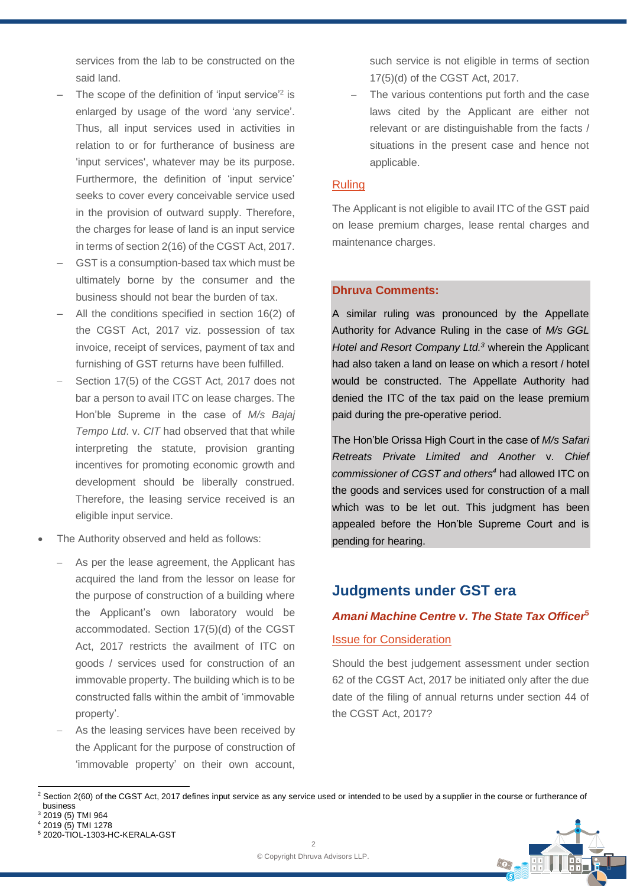services from the lab to be constructed on the said land.

- The scope of the definition of 'input service'[2] is enlarged by usage of the word 'any service'. Thus, all input services used in activities in relation to or for furtherance of business are 'input services', whatever may be its purpose. Furthermore, the definition of 'input service' seeks to cover every conceivable service used in the provision of outward supply. Therefore, the charges for lease of land is an input service in terms of section 2(16) of the CGST Act, 2017.
- GST is a consumption-based tax which must be ultimately borne by the consumer and the business should not bear the burden of tax.
- All the conditions specified in section 16(2) of the CGST Act, 2017 viz. possession of tax invoice, receipt of services, payment of tax and furnishing of GST returns have been fulfilled.
- Section 17(5) of the CGST Act, 2017 does not bar a person to avail ITC on lease charges. The Hon'ble Supreme in the case of *M/s Bajaj Tempo Ltd*. v. *CIT* had observed that that while interpreting the statute, provision granting incentives for promoting economic growth and development should be liberally construed. Therefore, the leasing service received is an eligible input service.

- The Authority observed and held as follows:
  - As per the lease agreement, the Applicant has acquired the land from the lessor on lease for the purpose of construction of a building where the Applicant's own laboratory would be accommodated. Section 17(5)(d) of the CGST Act, 2017 restricts the availment of ITC on goods / services used for construction of an immovable property. The building which is to be constructed falls within the ambit of 'immovable property'.
  - As the leasing services have been received by the Applicant for the purpose of construction of 'immovable property' on their own account, such service is not eligible in terms of section 17(5)(d) of the CGST Act, 2017.
  - The various contentions put forth and the case laws cited by the Applicant are either not relevant or are distinguishable from the facts / situations in the present case and hence not applicable.

Ruling

The Applicant is not eligible to avail ITC of the GST paid on lease premium charges, lease rental charges and maintenance charges.

**Dhruva Comments:**

A similar ruling was pronounced by the Appellate Authority for Advance Ruling in the case of *M/s GGL Hotel and Resort Company Ltd.*[3] wherein the Applicant had also taken a land on lease on which a resort / hotel would be constructed. The Appellate Authority had denied the ITC of the tax paid on the lease premium paid during the pre-operative period.

The Hon'ble Orissa High Court in the case of *M/s Safari Retreats Private Limited and Another* v. *Chief commissioner of CGST and others*[4] had allowed ITC on the goods and services used for construction of a mall which was to be let out. This judgment has been appealed before the Hon'ble Supreme Court and is pending for hearing.

## Judgments under GST era

### *Amani Machine Centre v. The State Tax Officer*[5]

Issue for Consideration

Should the best judgement assessment under section 62 of the CGST Act, 2017 be initiated only after the due date of the filing of annual returns under section 44 of the CGST Act, 2017?

---

[2] Section 2(60) of the CGST Act, 2017 defines input service as any service used or intended to be used by a supplier in the course or furtherance of business

[3] 2019 (5) TMI 964

[4] 2019 (5) TMI 1278

[5] 2020-TIOL-1303-HC-KERALA-GST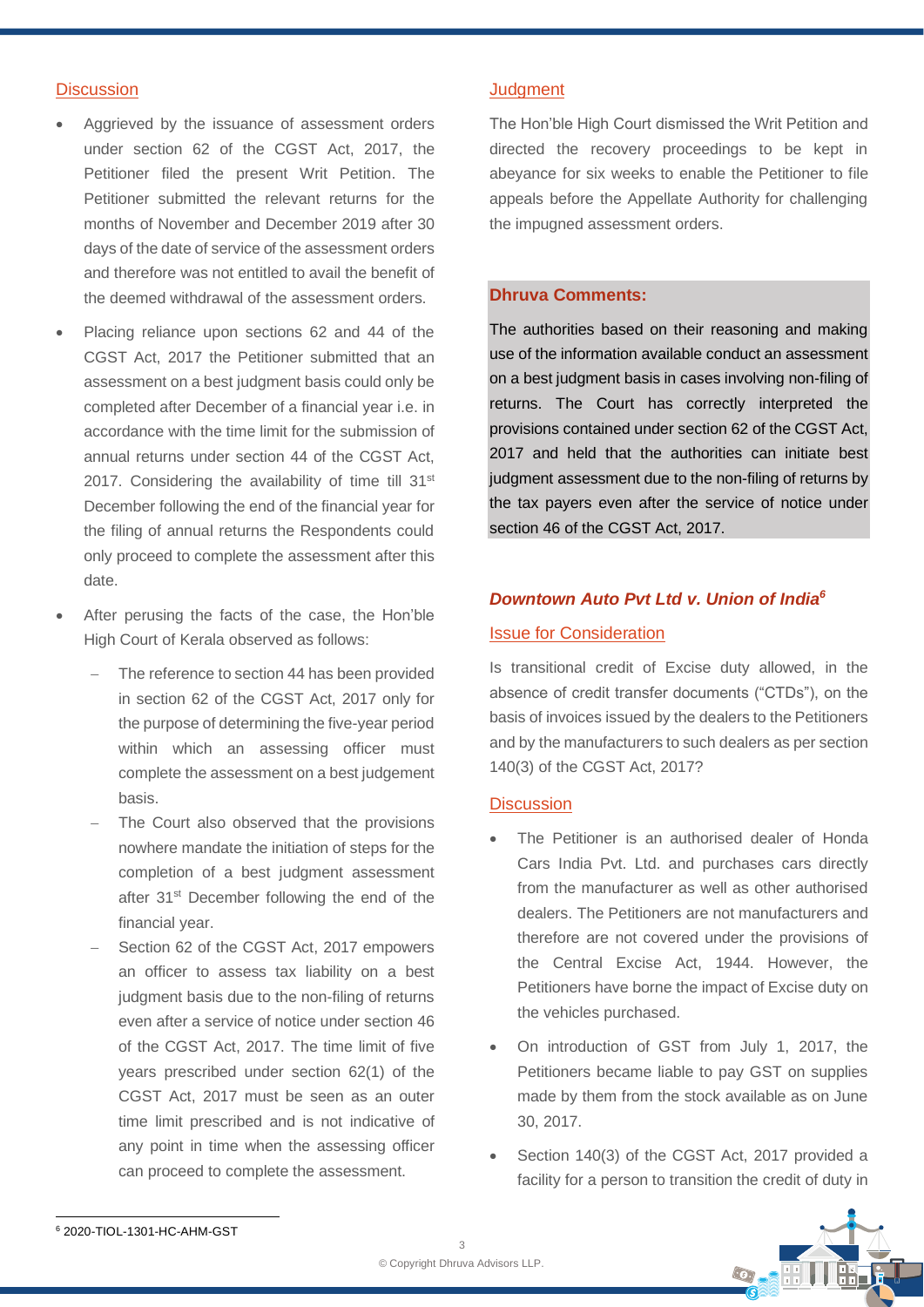### Discussion

- Aggrieved by the issuance of assessment orders under section 62 of the CGST Act, 2017, the Petitioner filed the present Writ Petition. The Petitioner submitted the relevant returns for the months of November and December 2019 after 30 days of the date of service of the assessment orders and therefore was not entitled to avail the benefit of the deemed withdrawal of the assessment orders.
- Placing reliance upon sections 62 and 44 of the CGST Act, 2017 the Petitioner submitted that an assessment on a best judgment basis could only be completed after December of a financial year i.e. in accordance with the time limit for the submission of annual returns under section 44 of the CGST Act, 2017. Considering the availability of time till 31st December following the end of the financial year for the filing of annual returns the Respondents could only proceed to complete the assessment after this date.
- After perusing the facts of the case, the Hon'ble High Court of Kerala observed as follows:
  - The reference to section 44 has been provided in section 62 of the CGST Act, 2017 only for the purpose of determining the five-year period within which an assessing officer must complete the assessment on a best judgement basis.
  - The Court also observed that the provisions nowhere mandate the initiation of steps for the completion of a best judgment assessment after 31st December following the end of the financial year.
  - Section 62 of the CGST Act, 2017 empowers an officer to assess tax liability on a best judgment basis due to the non-filing of returns even after a service of notice under section 46 of the CGST Act, 2017. The time limit of five years prescribed under section 62(1) of the CGST Act, 2017 must be seen as an outer time limit prescribed and is not indicative of any point in time when the assessing officer can proceed to complete the assessment.

### Judgment

The Hon'ble High Court dismissed the Writ Petition and directed the recovery proceedings to be kept in abeyance for six weeks to enable the Petitioner to file appeals before the Appellate Authority for challenging the impugned assessment orders.

**Dhruva Comments:**

The authorities based on their reasoning and making use of the information available conduct an assessment on a best judgment basis in cases involving non-filing of returns. The Court has correctly interpreted the provisions contained under section 62 of the CGST Act, 2017 and held that the authorities can initiate best judgment assessment due to the non-filing of returns by the tax payers even after the service of notice under section 46 of the CGST Act, 2017.

## *Downtown Auto Pvt Ltd v. Union of India*[6]

### Issue for Consideration

Is transitional credit of Excise duty allowed, in the absence of credit transfer documents ("CTDs"), on the basis of invoices issued by the dealers to the Petitioners and by the manufacturers to such dealers as per section 140(3) of the CGST Act, 2017?

### Discussion

- The Petitioner is an authorised dealer of Honda Cars India Pvt. Ltd. and purchases cars directly from the manufacturer as well as other authorised dealers. The Petitioners are not manufacturers and therefore are not covered under the provisions of the Central Excise Act, 1944. However, the Petitioners have borne the impact of Excise duty on the vehicles purchased.
- On introduction of GST from July 1, 2017, the Petitioners became liable to pay GST on supplies made by them from the stock available as on June 30, 2017.
- Section 140(3) of the CGST Act, 2017 provided a facility for a person to transition the credit of duty in

[6] 2020-TIOL-1301-HC-AHM-GST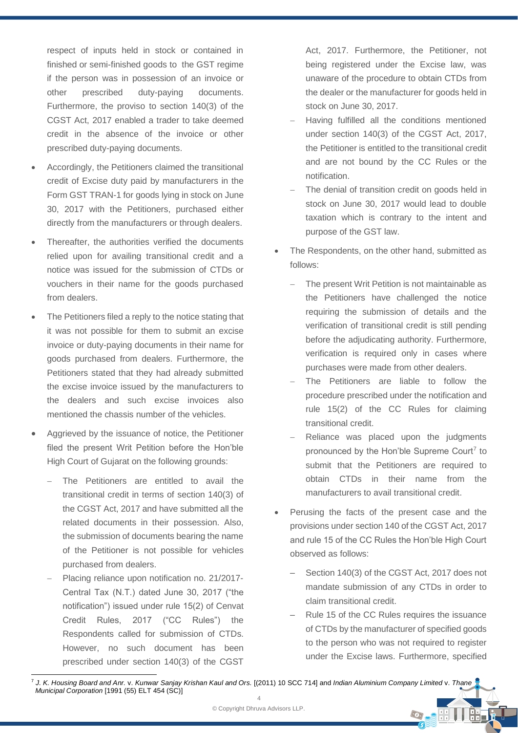respect of inputs held in stock or contained in finished or semi-finished goods to the GST regime if the person was in possession of an invoice or other prescribed duty-paying documents. Furthermore, the proviso to section 140(3) of the CGST Act, 2017 enabled a trader to take deemed credit in the absence of the invoice or other prescribed duty-paying documents.

- Accordingly, the Petitioners claimed the transitional credit of Excise duty paid by manufacturers in the Form GST TRAN-1 for goods lying in stock on June 30, 2017 with the Petitioners, purchased either directly from the manufacturers or through dealers.
- Thereafter, the authorities verified the documents relied upon for availing transitional credit and a notice was issued for the submission of CTDs or vouchers in their name for the goods purchased from dealers.
- The Petitioners filed a reply to the notice stating that it was not possible for them to submit an excise invoice or duty-paying documents in their name for goods purchased from dealers. Furthermore, the Petitioners stated that they had already submitted the excise invoice issued by the manufacturers to the dealers and such excise invoices also mentioned the chassis number of the vehicles.
- Aggrieved by the issuance of notice, the Petitioner filed the present Writ Petition before the Hon'ble High Court of Gujarat on the following grounds:
  - The Petitioners are entitled to avail the transitional credit in terms of section 140(3) of the CGST Act, 2017 and have submitted all the related documents in their possession. Also, the submission of documents bearing the name of the Petitioner is not possible for vehicles purchased from dealers.
  - Placing reliance upon notification no. 21/2017-Central Tax (N.T.) dated June 30, 2017 ("the notification") issued under rule 15(2) of Cenvat Credit Rules, 2017 ("CC Rules") the Respondents called for submission of CTDs. However, no such document has been prescribed under section 140(3) of the CGST Act, 2017. Furthermore, the Petitioner, not being registered under the Excise law, was unaware of the procedure to obtain CTDs from the dealer or the manufacturer for goods held in stock on June 30, 2017.
  - Having fulfilled all the conditions mentioned under section 140(3) of the CGST Act, 2017, the Petitioner is entitled to the transitional credit and are not bound by the CC Rules or the notification.
  - The denial of transition credit on goods held in stock on June 30, 2017 would lead to double taxation which is contrary to the intent and purpose of the GST law.
- The Respondents, on the other hand, submitted as follows:
  - The present Writ Petition is not maintainable as the Petitioners have challenged the notice requiring the submission of details and the verification of transitional credit is still pending before the adjudicating authority. Furthermore, verification is required only in cases where purchases were made from other dealers.
  - The Petitioners are liable to follow the procedure prescribed under the notification and rule 15(2) of the CC Rules for claiming transitional credit.
  - Reliance was placed upon the judgments pronounced by the Hon'ble Supreme Court[7] to submit that the Petitioners are required to obtain CTDs in their name from the manufacturers to avail transitional credit.
- Perusing the facts of the present case and the provisions under section 140 of the CGST Act, 2017 and rule 15 of the CC Rules the Hon'ble High Court observed as follows:
  - Section 140(3) of the CGST Act, 2017 does not mandate submission of any CTDs in order to claim transitional credit.
  - Rule 15 of the CC Rules requires the issuance of CTDs by the manufacturer of specified goods to the person who was not required to register under the Excise laws. Furthermore, specified

---

[7] *J. K. Housing Board and Anr.* v. *Kunwar Sanjay Krishan Kaul and Ors.* [(2011) 10 SCC 714] and *Indian Aluminium Company Limited* v. *Thane Municipal Corporation* [1991 (55) ELT 454 (SC)]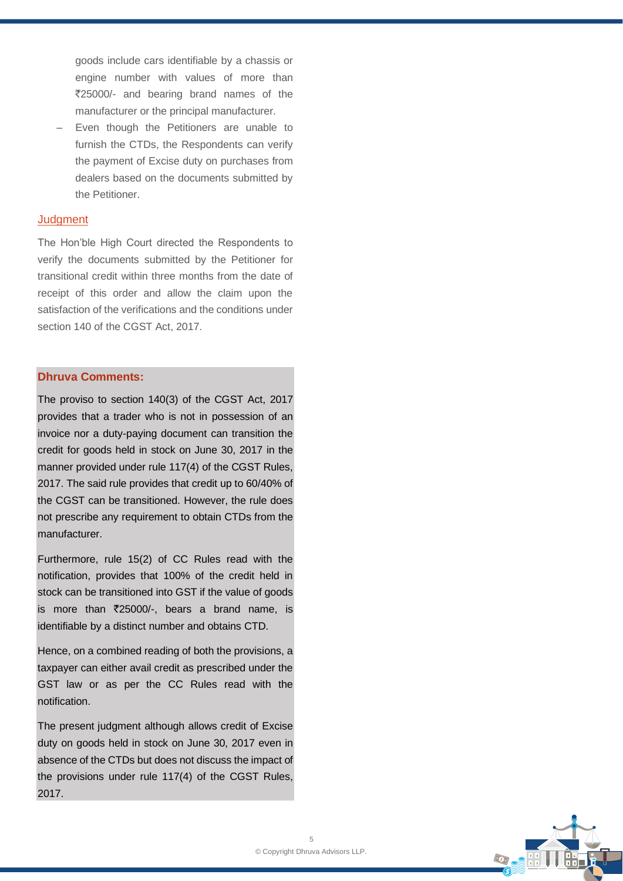goods include cars identifiable by a chassis or engine number with values of more than ₹25000/- and bearing brand names of the manufacturer or the principal manufacturer.

– Even though the Petitioners are unable to furnish the CTDs, the Respondents can verify the payment of Excise duty on purchases from dealers based on the documents submitted by the Petitioner.

## Judgment

The Hon'ble High Court directed the Respondents to verify the documents submitted by the Petitioner for transitional credit within three months from the date of receipt of this order and allow the claim upon the satisfaction of the verifications and the conditions under section 140 of the CGST Act, 2017.

### Dhruva Comments:

The proviso to section 140(3) of the CGST Act, 2017 provides that a trader who is not in possession of an invoice nor a duty-paying document can transition the credit for goods held in stock on June 30, 2017 in the manner provided under rule 117(4) of the CGST Rules, 2017. The said rule provides that credit up to 60/40% of the CGST can be transitioned. However, the rule does not prescribe any requirement to obtain CTDs from the manufacturer.

Furthermore, rule 15(2) of CC Rules read with the notification, provides that 100% of the credit held in stock can be transitioned into GST if the value of goods is more than ₹25000/-, bears a brand name, is identifiable by a distinct number and obtains CTD.

Hence, on a combined reading of both the provisions, a taxpayer can either avail credit as prescribed under the GST law or as per the CC Rules read with the notification.

The present judgment although allows credit of Excise duty on goods held in stock on June 30, 2017 even in absence of the CTDs but does not discuss the impact of the provisions under rule 117(4) of the CGST Rules, 2017.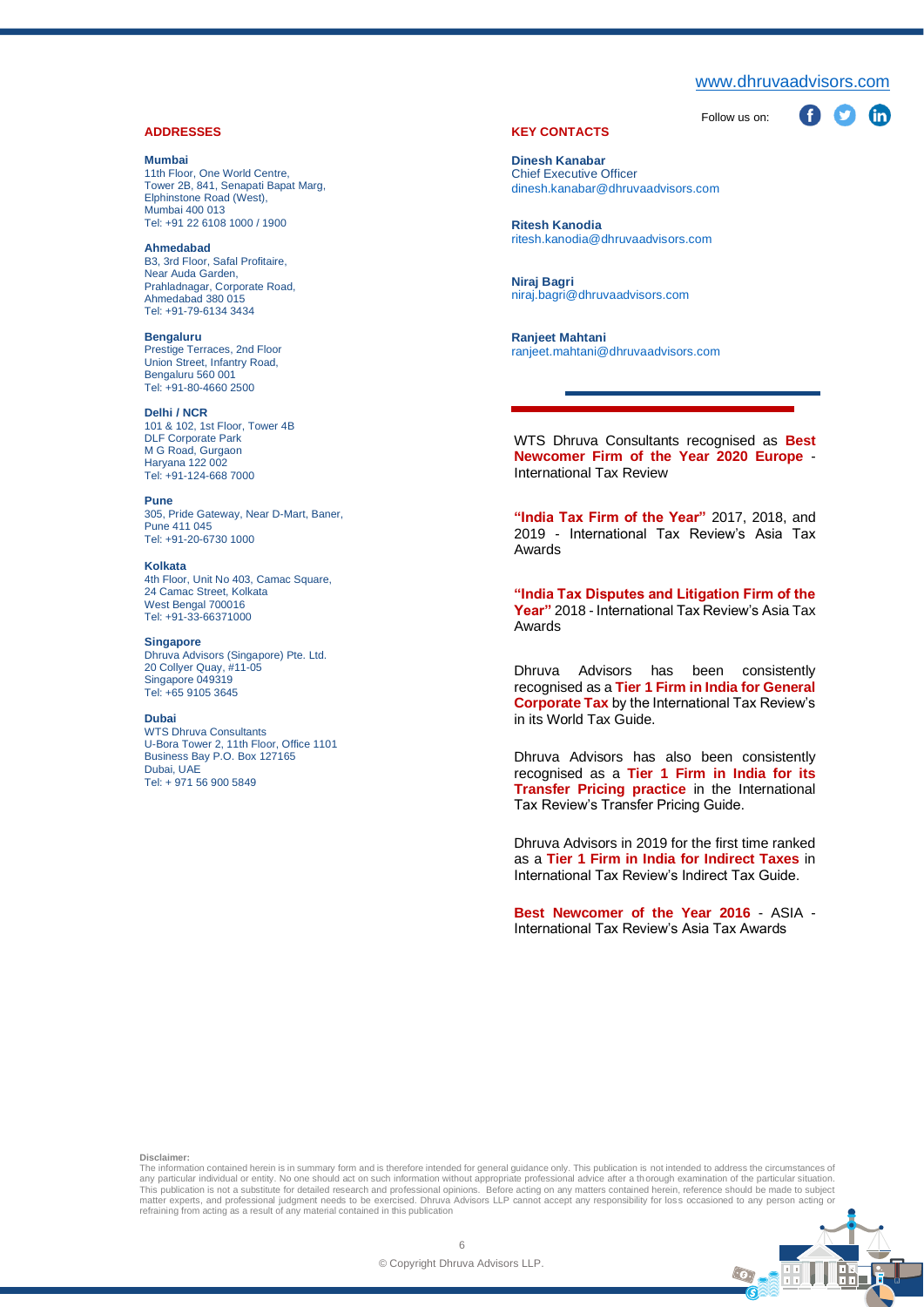www.dhruvaadvisors.com

Follow us on:

## ADDRESSES

**Mumbai**
11th Floor, One World Centre,
Tower 2B, 841, Senapati Bapat Marg,
Elphinstone Road (West),
Mumbai 400 013
Tel: +91 22 6108 1000 / 1900

**Ahmedabad**
B3, 3rd Floor, Safal Profitaire,
Near Auda Garden,
Prahladnagar, Corporate Road,
Ahmedabad 380 015
Tel: +91-79-6134 3434

**Bengaluru**
Prestige Terraces, 2nd Floor
Union Street, Infantry Road,
Bengaluru 560 001
Tel: +91-80-4660 2500

**Delhi / NCR**
101 & 102, 1st Floor, Tower 4B
DLF Corporate Park
M G Road, Gurgaon
Haryana 122 002
Tel: +91-124-668 7000

**Pune**
305, Pride Gateway, Near D-Mart, Baner,
Pune 411 045
Tel: +91-20-6730 1000

**Kolkata**
4th Floor, Unit No 403, Camac Square,
24 Camac Street, Kolkata
West Bengal 700016
Tel: +91-33-66371000

**Singapore**
Dhruva Advisors (Singapore) Pte. Ltd.
20 Collyer Quay, #11-05
Singapore 049319
Tel: +65 9105 3645

**Dubai**
WTS Dhruva Consultants
U-Bora Tower 2, 11th Floor, Office 1101
Business Bay P.O. Box 127165
Dubai, UAE
Tel: + 971 56 900 5849

## KEY CONTACTS

**Dinesh Kanabar**
Chief Executive Officer
dinesh.kanabar@dhruvaadvisors.com

**Ritesh Kanodia**
ritesh.kanodia@dhruvaadvisors.com

**Niraj Bagri**
niraj.bagri@dhruvaadvisors.com

**Ranjeet Mahtani**
ranjeet.mahtani@dhruvaadvisors.com

WTS Dhruva Consultants recognised as **Best Newcomer Firm of the Year 2020 Europe** - International Tax Review

**"India Tax Firm of the Year"** 2017, 2018, and 2019 - International Tax Review's Asia Tax Awards

**"India Tax Disputes and Litigation Firm of the Year"** 2018 - International Tax Review's Asia Tax Awards

Dhruva Advisors has been consistently recognised as a **Tier 1 Firm in India for General Corporate Tax** by the International Tax Review's in its World Tax Guide.

Dhruva Advisors has also been consistently recognised as a **Tier 1 Firm in India for its Transfer Pricing practice** in the International Tax Review's Transfer Pricing Guide.

Dhruva Advisors in 2019 for the first time ranked as a **Tier 1 Firm in India for Indirect Taxes** in International Tax Review's Indirect Tax Guide.

**Best Newcomer of the Year 2016** - ASIA - International Tax Review's Asia Tax Awards

**Disclaimer:**
The information contained herein is in summary form and is therefore intended for general guidance only. This publication is not intended to address the circumstances of any particular individual or entity. No one should act on such information without appropriate professional advice after a thorough examination of the particular situation. This publication is not a substitute for detailed research and professional opinions. Before acting on any matters contained herein, reference should be made to subject matter experts, and professional judgment needs to be exercised. Dhruva Advisors LLP cannot accept any responsibility for loss occasioned to any person acting or refraining from acting as a result of any material contained in this publication

© Copyright Dhruva Advisors LLP.